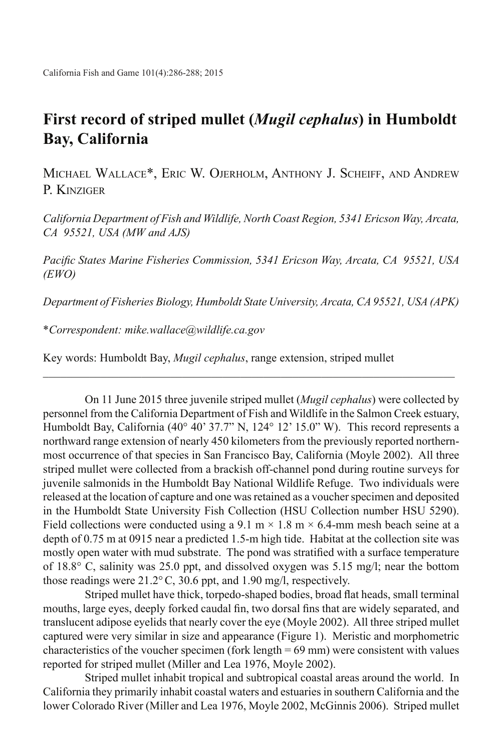# First record of striped mullet (*Mugil cephalus*) in Humboldt Bay, California

Michael Wallace*, Eric W. Ojerholm, Anthony J. Scheiff, and Andrew P. Kinziger

*California Department of Fish and Wildlife, North Coast Region, 5341 Ericson Way, Arcata, CA 95521, USA (MW and AJS)*

*Pacific States Marine Fisheries Commission, 5341 Ericson Way, Arcata, CA 95521, USA (EWO)*

*Department of Fisheries Biology, Humboldt State University, Arcata, CA 95521, USA (APK)*

*\*Correspondent: mike.wallace@wildlife.ca.gov*

Key words: Humboldt Bay, *Mugil cephalus*, range extension, striped mullet

---

On 11 June 2015 three juvenile striped mullet (*Mugil cephalus*) were collected by personnel from the California Department of Fish and Wildlife in the Salmon Creek estuary, Humboldt Bay, California (40° 40' 37.7" N, 124° 12' 15.0" W). This record represents a northward range extension of nearly 450 kilometers from the previously reported northernmost occurrence of that species in San Francisco Bay, California (Moyle 2002). All three striped mullet were collected from a brackish off-channel pond during routine surveys for juvenile salmonids in the Humboldt Bay National Wildlife Refuge. Two individuals were released at the location of capture and one was retained as a voucher specimen and deposited in the Humboldt State University Fish Collection (HSU Collection number HSU 5290). Field collections were conducted using a 9.1 m × 1.8 m × 6.4-mm mesh beach seine at a depth of 0.75 m at 0915 near a predicted 1.5-m high tide. Habitat at the collection site was mostly open water with mud substrate. The pond was stratified with a surface temperature of 18.8° C, salinity was 25.0 ppt, and dissolved oxygen was 5.15 mg/l; near the bottom those readings were 21.2° C, 30.6 ppt, and 1.90 mg/l, respectively.

Striped mullet have thick, torpedo-shaped bodies, broad flat heads, small terminal mouths, large eyes, deeply forked caudal fin, two dorsal fins that are widely separated, and translucent adipose eyelids that nearly cover the eye (Moyle 2002). All three striped mullet captured were very similar in size and appearance (Figure 1). Meristic and morphometric characteristics of the voucher specimen (fork length = 69 mm) were consistent with values reported for striped mullet (Miller and Lea 1976, Moyle 2002).

Striped mullet inhabit tropical and subtropical coastal areas around the world. In California they primarily inhabit coastal waters and estuaries in southern California and the lower Colorado River (Miller and Lea 1976, Moyle 2002, McGinnis 2006). Striped mullet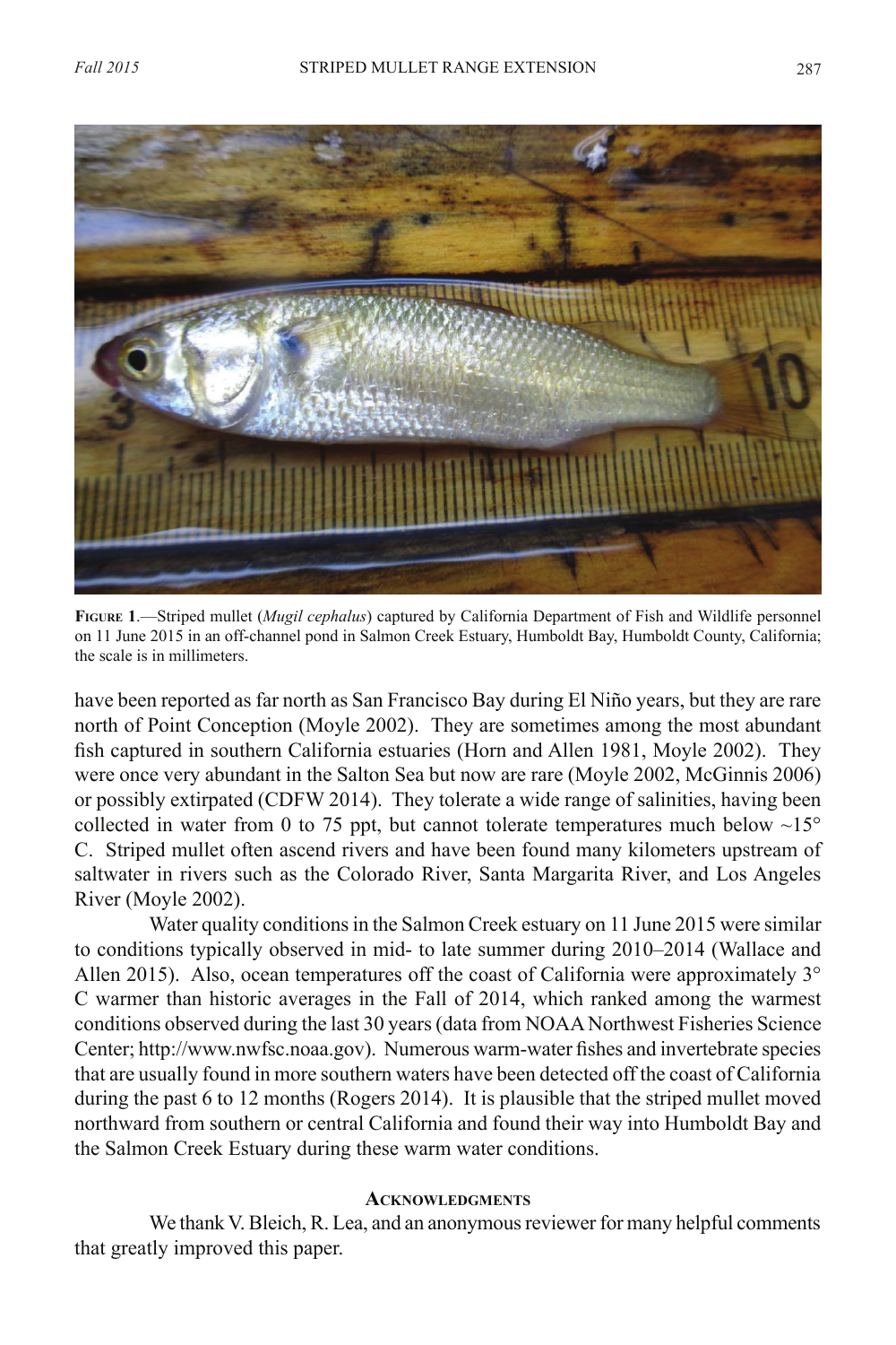**Figure 1**.—Striped mullet (*Mugil cephalus*) captured by California Department of Fish and Wildlife personnel on 11 June 2015 in an off-channel pond in Salmon Creek Estuary, Humboldt Bay, Humboldt County, California; the scale is in millimeters.

have been reported as far north as San Francisco Bay during El Niño years, but they are rare north of Point Conception (Moyle 2002). They are sometimes among the most abundant fish captured in southern California estuaries (Horn and Allen 1981, Moyle 2002). They were once very abundant in the Salton Sea but now are rare (Moyle 2002, McGinnis 2006) or possibly extirpated (CDFW 2014). They tolerate a wide range of salinities, having been collected in water from 0 to 75 ppt, but cannot tolerate temperatures much below ~15° C. Striped mullet often ascend rivers and have been found many kilometers upstream of saltwater in rivers such as the Colorado River, Santa Margarita River, and Los Angeles River (Moyle 2002).

Water quality conditions in the Salmon Creek estuary on 11 June 2015 were similar to conditions typically observed in mid- to late summer during 2010–2014 (Wallace and Allen 2015). Also, ocean temperatures off the coast of California were approximately 3° C warmer than historic averages in the Fall of 2014, which ranked among the warmest conditions observed during the last 30 years (data from NOAA Northwest Fisheries Science Center; http://www.nwfsc.noaa.gov). Numerous warm-water fishes and invertebrate species that are usually found in more southern waters have been detected off the coast of California during the past 6 to 12 months (Rogers 2014). It is plausible that the striped mullet moved northward from southern or central California and found their way into Humboldt Bay and the Salmon Creek Estuary during these warm water conditions.

## Acknowledgments

We thank V. Bleich, R. Lea, and an anonymous reviewer for many helpful comments that greatly improved this paper.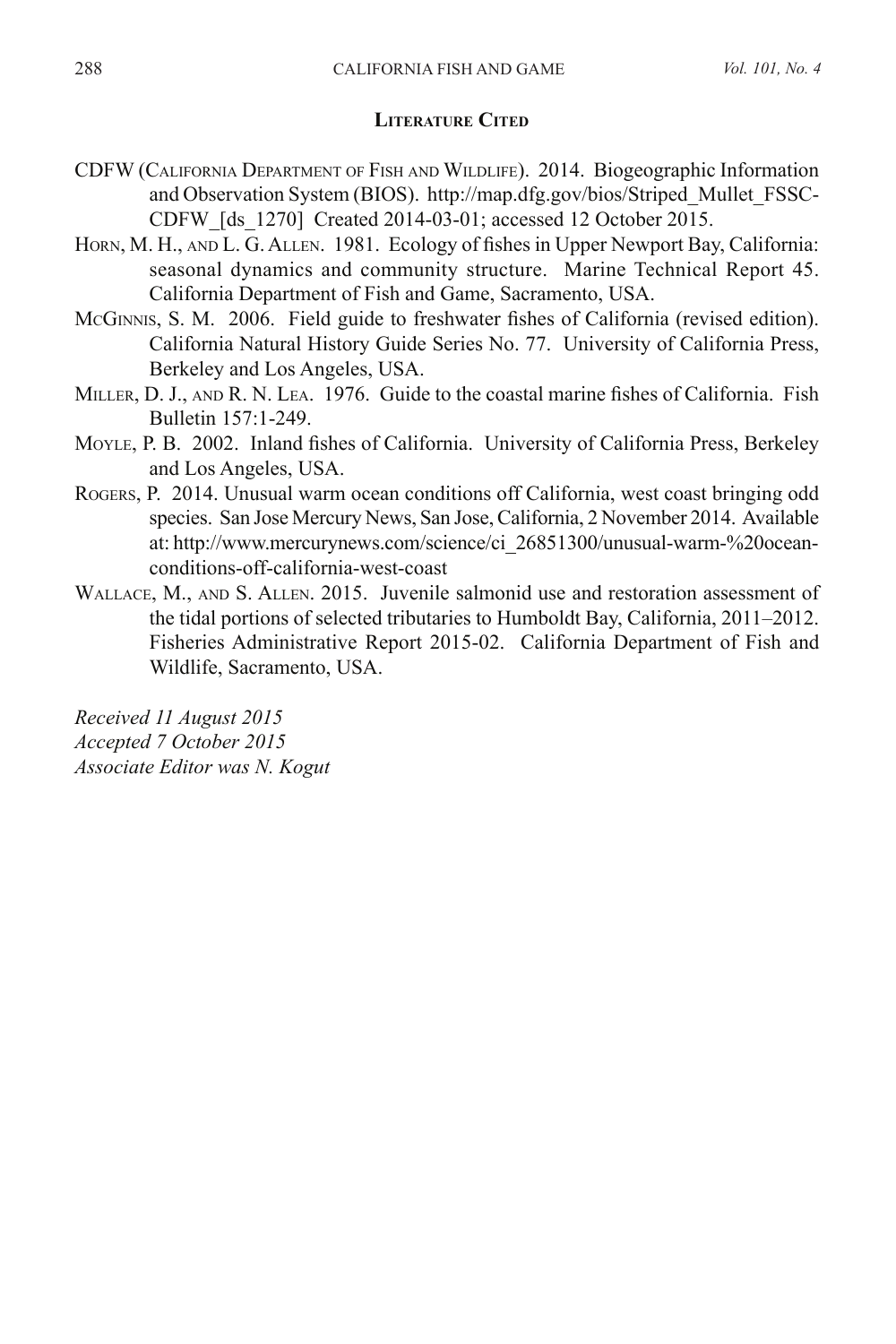## Literature Cited

CDFW (California Department of Fish and Wildlife). 2014. Biogeographic Information and Observation System (BIOS). http://map.dfg.gov/bios/Striped_Mullet_FSSC-CDFW_[ds_1270] Created 2014-03-01; accessed 12 October 2015.

Horn, M. H., and L. G. Allen. 1981. Ecology of fishes in Upper Newport Bay, California: seasonal dynamics and community structure. Marine Technical Report 45. California Department of Fish and Game, Sacramento, USA.

McGinnis, S. M. 2006. Field guide to freshwater fishes of California (revised edition). California Natural History Guide Series No. 77. University of California Press, Berkeley and Los Angeles, USA.

Miller, D. J., and R. N. Lea. 1976. Guide to the coastal marine fishes of California. Fish Bulletin 157:1-249.

Moyle, P. B. 2002. Inland fishes of California. University of California Press, Berkeley and Los Angeles, USA.

Rogers, P. 2014. Unusual warm ocean conditions off California, west coast bringing odd species. San Jose Mercury News, San Jose, California, 2 November 2014. Available at: http://www.mercurynews.com/science/ci_26851300/unusual-warm-%20ocean-conditions-off-california-west-coast

Wallace, M., and S. Allen. 2015. Juvenile salmonid use and restoration assessment of the tidal portions of selected tributaries to Humboldt Bay, California, 2011–2012. Fisheries Administrative Report 2015-02. California Department of Fish and Wildlife, Sacramento, USA.

*Received 11 August 2015*
*Accepted 7 October 2015*
*Associate Editor was N. Kogut*